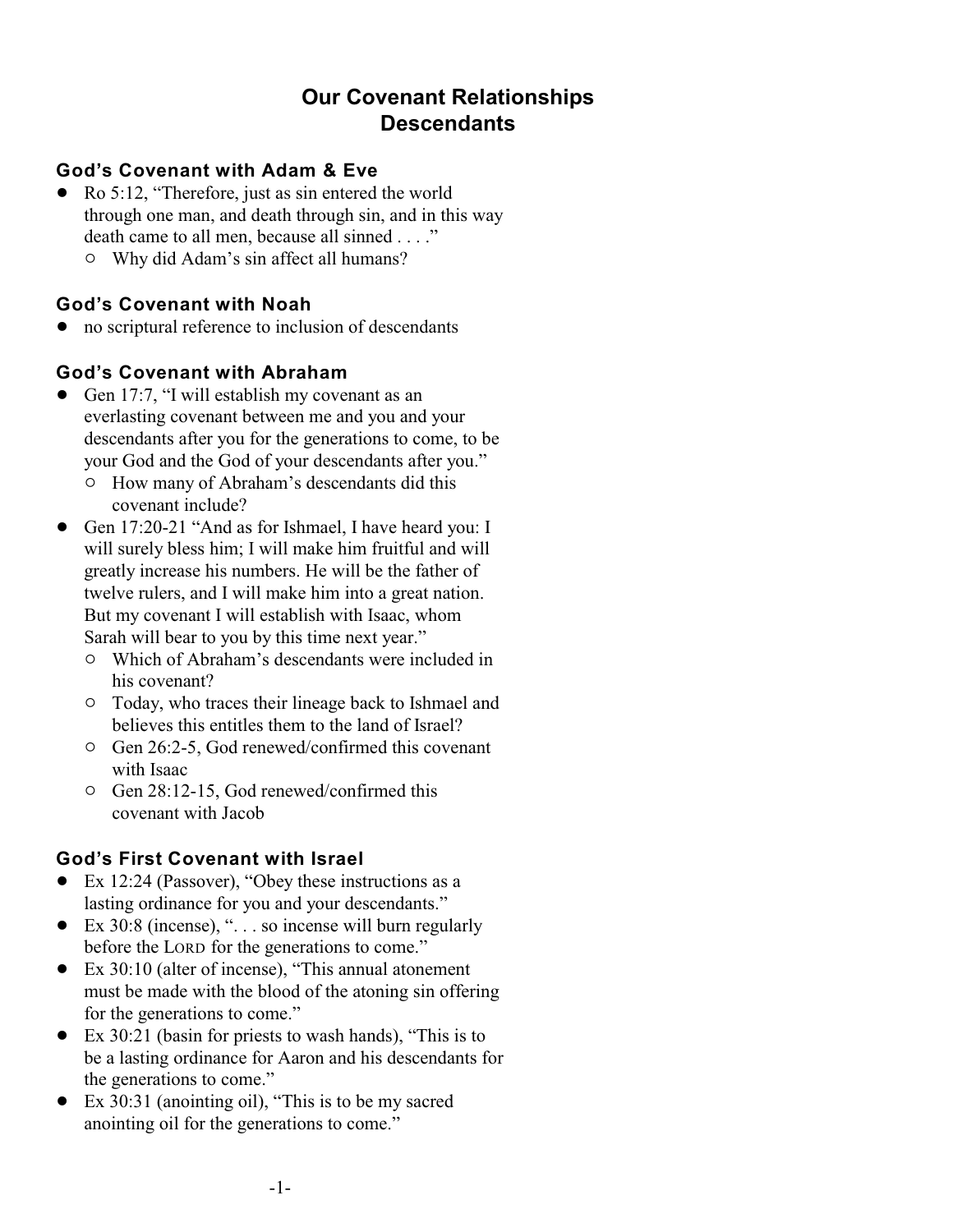# Our Covenant Relationships
# Descendants

### God's Covenant with Adam & Eve

- Ro 5:12, "Therefore, just as sin entered the world through one man, and death through sin, and in this way death came to all men, because all sinned . . . ."
  - Why did Adam's sin affect all humans?

### God's Covenant with Noah

- no scriptural reference to inclusion of descendants

### God's Covenant with Abraham

- Gen 17:7, "I will establish my covenant as an everlasting covenant between me and you and your descendants after you for the generations to come, to be your God and the God of your descendants after you."
  - How many of Abraham's descendants did this covenant include?
- Gen 17:20-21 "And as for Ishmael, I have heard you: I will surely bless him; I will make him fruitful and will greatly increase his numbers. He will be the father of twelve rulers, and I will make him into a great nation. But my covenant I will establish with Isaac, whom Sarah will bear to you by this time next year."
  - Which of Abraham's descendants were included in his covenant?
  - Today, who traces their lineage back to Ishmael and believes this entitles them to the land of Israel?
  - Gen 26:2-5, God renewed/confirmed this covenant with Isaac
  - Gen 28:12-15, God renewed/confirmed this covenant with Jacob

### God's First Covenant with Israel

- Ex 12:24 (Passover), "Obey these instructions as a lasting ordinance for you and your descendants."
- Ex 30:8 (incense), ". . . so incense will burn regularly before the LORD for the generations to come."
- Ex 30:10 (alter of incense), "This annual atonement must be made with the blood of the atoning sin offering for the generations to come."
- Ex 30:21 (basin for priests to wash hands), "This is to be a lasting ordinance for Aaron and his descendants for the generations to come."
- Ex 30:31 (anointing oil), "This is to be my sacred anointing oil for the generations to come."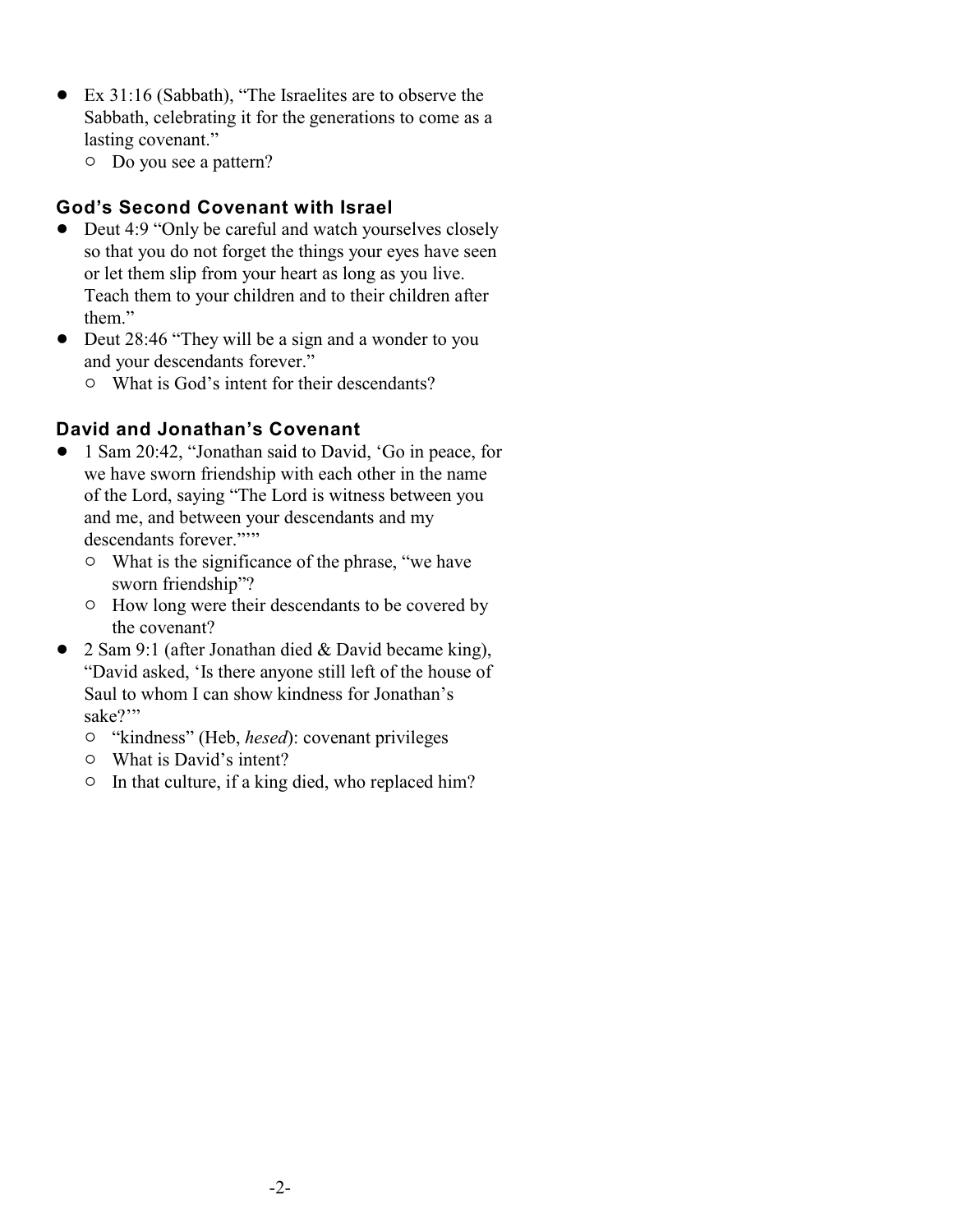- Ex 31:16 (Sabbath), "The Israelites are to observe the Sabbath, celebrating it for the generations to come as a lasting covenant."
  - Do you see a pattern?

### God's Second Covenant with Israel

- Deut 4:9 "Only be careful and watch yourselves closely so that you do not forget the things your eyes have seen or let them slip from your heart as long as you live. Teach them to your children and to their children after them."
- Deut 28:46 "They will be a sign and a wonder to you and your descendants forever."
  - What is God's intent for their descendants?

### David and Jonathan's Covenant

- 1 Sam 20:42, "Jonathan said to David, 'Go in peace, for we have sworn friendship with each other in the name of the Lord, saying "The Lord is witness between you and me, and between your descendants and my descendants forever."'"
  - What is the significance of the phrase, "we have sworn friendship"?
  - How long were their descendants to be covered by the covenant?
- 2 Sam 9:1 (after Jonathan died & David became king), "David asked, 'Is there anyone still left of the house of Saul to whom I can show kindness for Jonathan's sake?'"
  - "kindness" (Heb, *hesed*): covenant privileges
  - What is David's intent?
  - In that culture, if a king died, who replaced him?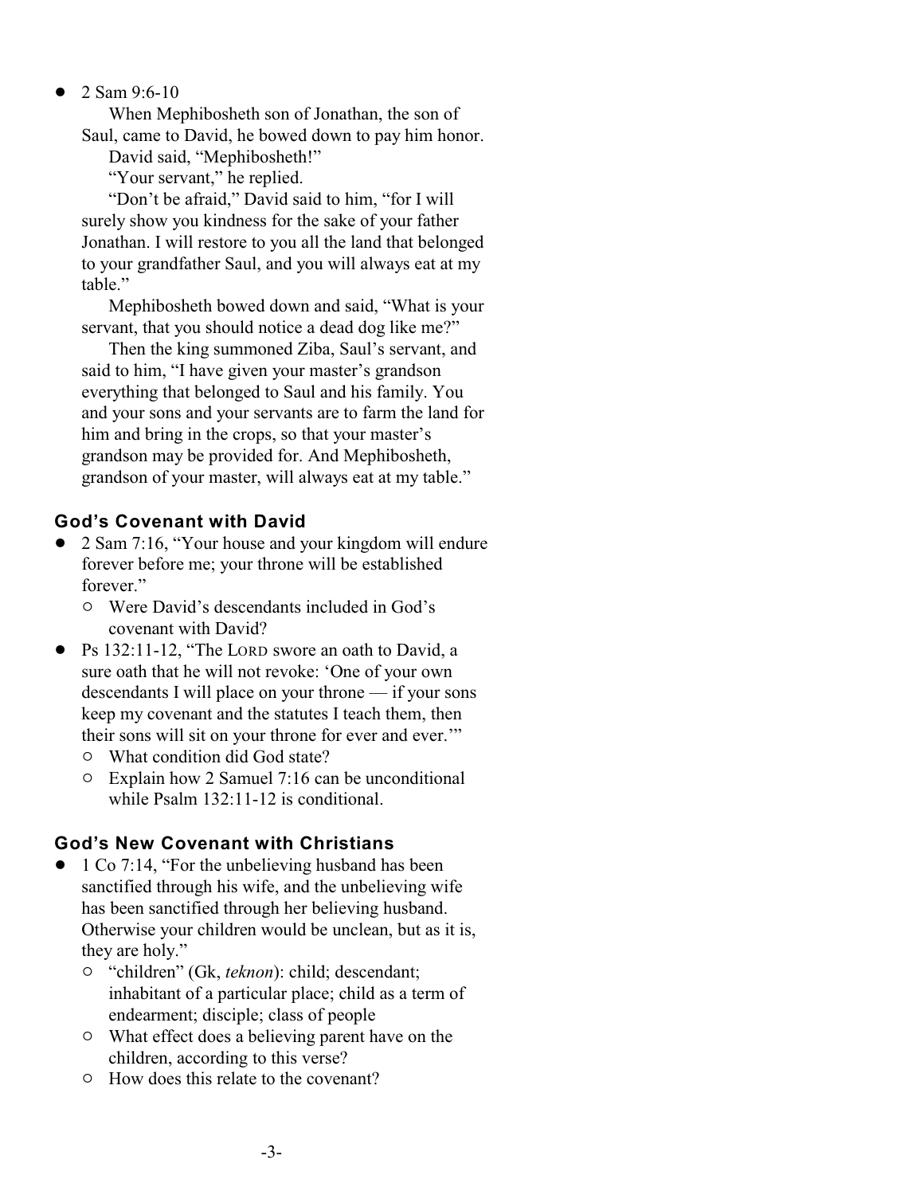- 2 Sam 9:6-10

  When Mephibosheth son of Jonathan, the son of Saul, came to David, he bowed down to pay him honor.

  David said, "Mephibosheth!"

  "Your servant," he replied.

  "Don't be afraid," David said to him, "for I will surely show you kindness for the sake of your father Jonathan. I will restore to you all the land that belonged to your grandfather Saul, and you will always eat at my table."

  Mephibosheth bowed down and said, "What is your servant, that you should notice a dead dog like me?"

  Then the king summoned Ziba, Saul's servant, and said to him, "I have given your master's grandson everything that belonged to Saul and his family. You and your sons and your servants are to farm the land for him and bring in the crops, so that your master's grandson may be provided for. And Mephibosheth, grandson of your master, will always eat at my table."

### God's Covenant with David

- 2 Sam 7:16, "Your house and your kingdom will endure forever before me; your throne will be established forever."
  - Were David's descendants included in God's covenant with David?
- Ps 132:11-12, "The LORD swore an oath to David, a sure oath that he will not revoke: 'One of your own descendants I will place on your throne — if your sons keep my covenant and the statutes I teach them, then their sons will sit on your throne for ever and ever.'"
  - What condition did God state?
  - Explain how 2 Samuel 7:16 can be unconditional while Psalm 132:11-12 is conditional.

### God's New Covenant with Christians

- 1 Co 7:14, "For the unbelieving husband has been sanctified through his wife, and the unbelieving wife has been sanctified through her believing husband. Otherwise your children would be unclean, but as it is, they are holy."
  - "children" (Gk, *teknon*): child; descendant; inhabitant of a particular place; child as a term of endearment; disciple; class of people
  - What effect does a believing parent have on the children, according to this verse?
  - How does this relate to the covenant?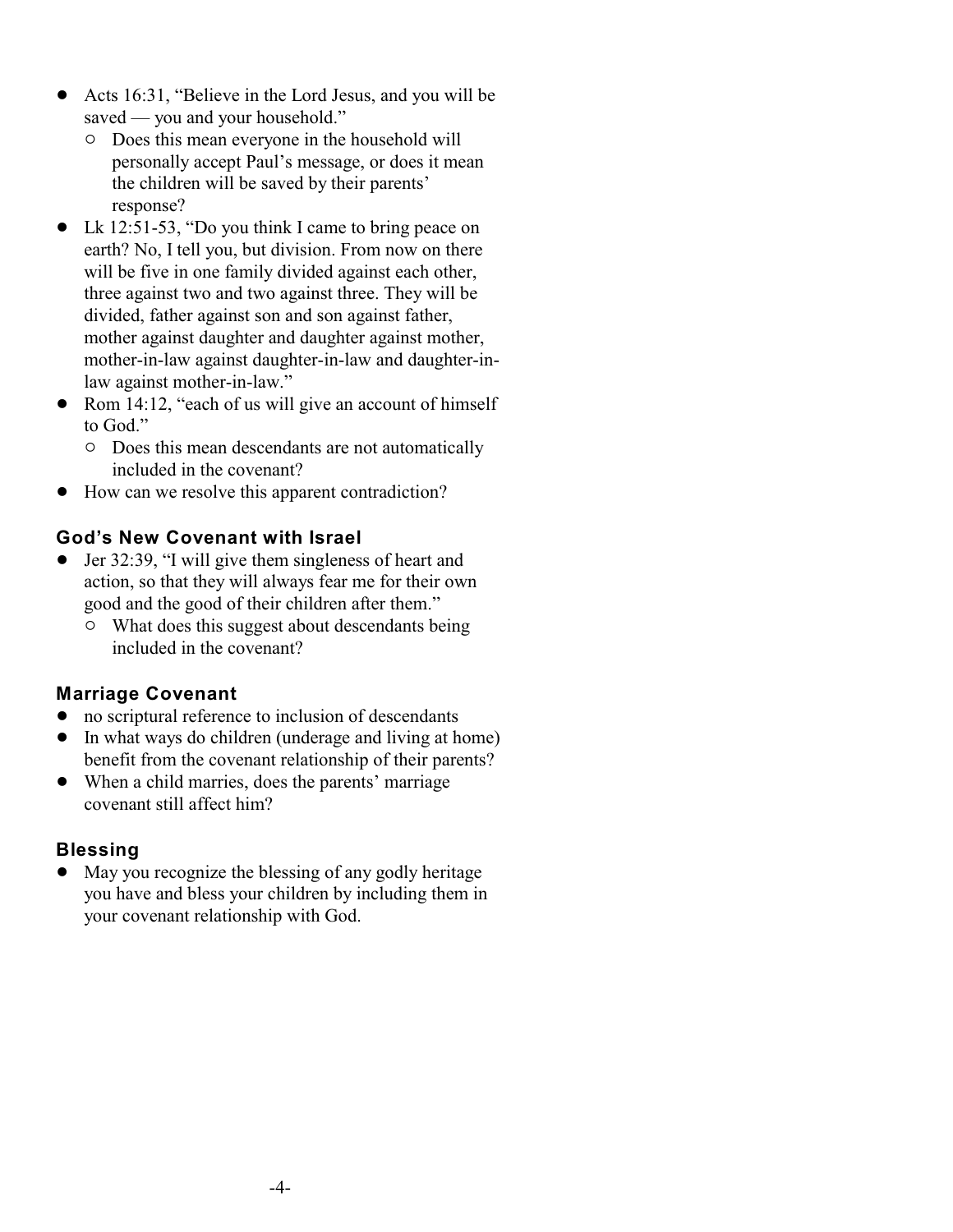- Acts 16:31, "Believe in the Lord Jesus, and you will be saved — you and your household."
    - Does this mean everyone in the household will personally accept Paul's message, or does it mean the children will be saved by their parents' response?
- Lk 12:51-53, "Do you think I came to bring peace on earth? No, I tell you, but division. From now on there will be five in one family divided against each other, three against two and two against three. They will be divided, father against son and son against father, mother against daughter and daughter against mother, mother-in-law against daughter-in-law and daughter-in-law against mother-in-law."
- Rom 14:12, "each of us will give an account of himself to God."
    - Does this mean descendants are not automatically included in the covenant?
- How can we resolve this apparent contradiction?

### God's New Covenant with Israel

- Jer 32:39, "I will give them singleness of heart and action, so that they will always fear me for their own good and the good of their children after them."
    - What does this suggest about descendants being included in the covenant?

### Marriage Covenant

- no scriptural reference to inclusion of descendants
- In what ways do children (underage and living at home) benefit from the covenant relationship of their parents?
- When a child marries, does the parents' marriage covenant still affect him?

### Blessing

- May you recognize the blessing of any godly heritage you have and bless your children by including them in your covenant relationship with God.